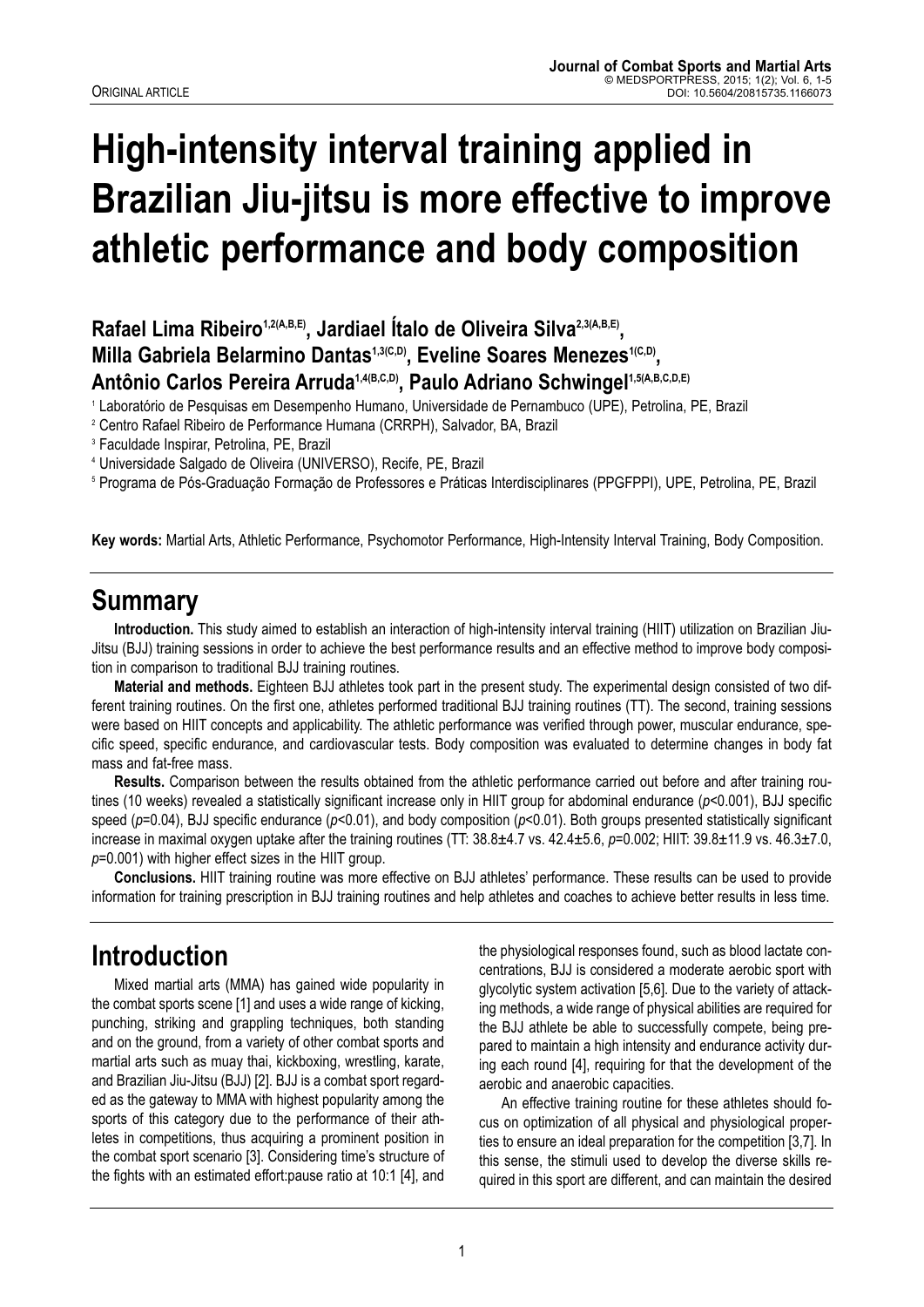ORIGINAL ARTICLE

# High-intensity interval training applied in Brazilian Jiu-jitsu is more effective to improve athletic performance and body composition

**Rafael Lima Ribeiro[1,2(A,B,E)], Jardiael Ítalo de Oliveira Silva[2,3(A,B,E)], Milla Gabriela Belarmino Dantas[1,3(C,D)], Eveline Soares Menezes[1(C,D)], Antônio Carlos Pereira Arruda[1,4(B,C,D)], Paulo Adriano Schwingel[1,5(A,B,C,D,E)]**

[1] Laboratório de Pesquisas em Desempenho Humano, Universidade de Pernambuco (UPE), Petrolina, PE, Brazil
[2] Centro Rafael Ribeiro de Performance Humana (CRRPH), Salvador, BA, Brazil
[3] Faculdade Inspirar, Petrolina, PE, Brazil
[4] Universidade Salgado de Oliveira (UNIVERSO), Recife, PE, Brazil
[5] Programa de Pós-Graduação Formação de Professores e Práticas Interdisciplinares (PPGFPPI), UPE, Petrolina, PE, Brazil

**Key words:** Martial Arts, Athletic Performance, Psychomotor Performance, High-Intensity Interval Training, Body Composition.

## Summary

**Introduction.** This study aimed to establish an interaction of high-intensity interval training (HIIT) utilization on Brazilian Jiu-Jitsu (BJJ) training sessions in order to achieve the best performance results and an effective method to improve body composition in comparison to traditional BJJ training routines.

**Material and methods.** Eighteen BJJ athletes took part in the present study. The experimental design consisted of two different training routines. On the first one, athletes performed traditional BJJ training routines (TT). The second, training sessions were based on HIIT concepts and applicability. The athletic performance was verified through power, muscular endurance, specific speed, specific endurance, and cardiovascular tests. Body composition was evaluated to determine changes in body fat mass and fat-free mass.

**Results.** Comparison between the results obtained from the athletic performance carried out before and after training routines (10 weeks) revealed a statistically significant increase only in HIIT group for abdominal endurance ($p$<0.001), BJJ specific speed ($p$=0.04), BJJ specific endurance ($p$<0.01), and body composition ($p$<0.01). Both groups presented statistically significant increase in maximal oxygen uptake after the training routines (TT: 38.8±4.7 vs. 42.4±5.6, $p$=0.002; HIIT: 39.8±11.9 vs. 46.3±7.0, $p$=0.001) with higher effect sizes in the HIIT group.

**Conclusions.** HIIT training routine was more effective on BJJ athletes' performance. These results can be used to provide information for training prescription in BJJ training routines and help athletes and coaches to achieve better results in less time.

## Introduction

Mixed martial arts (MMA) has gained wide popularity in the combat sports scene [1] and uses a wide range of kicking, punching, striking and grappling techniques, both standing and on the ground, from a variety of other combat sports and martial arts such as muay thai, kickboxing, wrestling, karate, and Brazilian Jiu-Jitsu (BJJ) [2]. BJJ is a combat sport regarded as the gateway to MMA with highest popularity among the sports of this category due to the performance of their athletes in competitions, thus acquiring a prominent position in the combat sport scenario [3]. Considering time's structure of the fights with an estimated effort:pause ratio at 10:1 [4], and the physiological responses found, such as blood lactate concentrations, BJJ is considered a moderate aerobic sport with glycolytic system activation [5,6]. Due to the variety of attacking methods, a wide range of physical abilities are required for the BJJ athlete be able to successfully compete, being prepared to maintain a high intensity and endurance activity during each round [4], requiring for that the development of the aerobic and anaerobic capacities.

An effective training routine for these athletes should focus on optimization of all physical and physiological properties to ensure an ideal preparation for the competition [3,7]. In this sense, the stimuli used to develop the diverse skills required in this sport are different, and can maintain the desired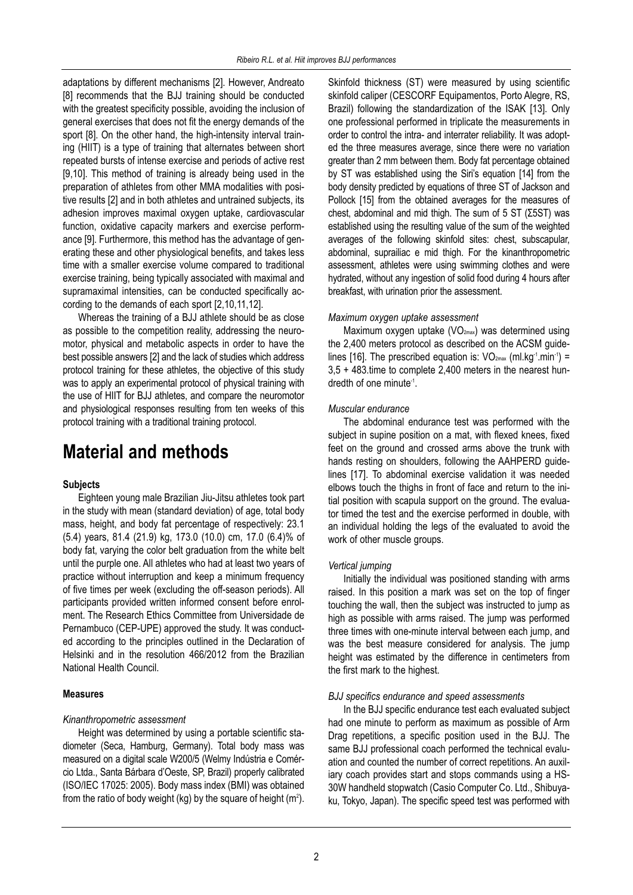adaptations by different mechanisms [2]. However, Andreato [8] recommends that the BJJ training should be conducted with the greatest specificity possible, avoiding the inclusion of general exercises that does not fit the energy demands of the sport [8]. On the other hand, the high-intensity interval training (HIIT) is a type of training that alternates between short repeated bursts of intense exercise and periods of active rest [9,10]. This method of training is already being used in the preparation of athletes from other MMA modalities with positive results [2] and in both athletes and untrained subjects, its adhesion improves maximal oxygen uptake, cardiovascular function, oxidative capacity markers and exercise performance [9]. Furthermore, this method has the advantage of generating these and other physiological benefits, and takes less time with a smaller exercise volume compared to traditional exercise training, being typically associated with maximal and supramaximal intensities, can be conducted specifically according to the demands of each sport [2,10,11,12].

Whereas the training of a BJJ athlete should be as close as possible to the competition reality, addressing the neuromotor, physical and metabolic aspects in order to have the best possible answers [2] and the lack of studies which address protocol training for these athletes, the objective of this study was to apply an experimental protocol of physical training with the use of HIIT for BJJ athletes, and compare the neuromotor and physiological responses resulting from ten weeks of this protocol training with a traditional training protocol.

# Material and methods

**Subjects**

Eighteen young male Brazilian Jiu-Jitsu athletes took part in the study with mean (standard deviation) of age, total body mass, height, and body fat percentage of respectively: 23.1 (5.4) years, 81.4 (21.9) kg, 173.0 (10.0) cm, 17.0 (6.4)% of body fat, varying the color belt graduation from the white belt until the purple one. All athletes who had at least two years of practice without interruption and keep a minimum frequency of five times per week (excluding the off-season periods). All participants provided written informed consent before enrolment. The Research Ethics Committee from Universidade de Pernambuco (CEP-UPE) approved the study. It was conducted according to the principles outlined in the Declaration of Helsinki and in the resolution 466/2012 from the Brazilian National Health Council.

**Measures**

*Kinanthropometric assessment*

Height was determined by using a portable scientific stadiometer (Seca, Hamburg, Germany). Total body mass was measured on a digital scale W200/5 (Welmy Indústria e Comércio Ltda., Santa Bárbara d'Oeste, SP, Brazil) properly calibrated (ISO/IEC 17025: 2005). Body mass index (BMI) was obtained from the ratio of body weight (kg) by the square of height ($m^2$).

Skinfold thickness (ST) were measured by using scientific skinfold caliper (CESCORF Equipamentos, Porto Alegre, RS, Brazil) following the standardization of the ISAK [13]. Only one professional performed in triplicate the measurements in order to control the intra- and interrater reliability. It was adopted the three measures average, since there were no variation greater than 2 mm between them. Body fat percentage obtained by ST was established using the Siri's equation [14] from the body density predicted by equations of three ST of Jackson and Pollock [15] from the obtained averages for the measures of chest, abdominal and mid thigh. The sum of 5 ST (Σ5ST) was established using the resulting value of the sum of the weighted averages of the following skinfold sites: chest, subscapular, abdominal, suprailiac e mid thigh. For the kinanthropometric assessment, athletes were using swimming clothes and were hydrated, without any ingestion of solid food during 4 hours after breakfast, with urination prior the assessment.

*Maximum oxygen uptake assessment*

Maximum oxygen uptake ($VO_{2max}$) was determined using the 2,400 meters protocol as described on the ACSM guidelines [16]. The prescribed equation is: $VO_{2max}$ (ml.kg$^{-1}$.min$^{-1}$) = 3,5 + 483.time to complete 2,400 meters in the nearest hundredth of one minute$^{-1}$.

*Muscular endurance*

The abdominal endurance test was performed with the subject in supine position on a mat, with flexed knees, fixed feet on the ground and crossed arms above the trunk with hands resting on shoulders, following the AAHPERD guidelines [17]. To abdominal exercise validation it was needed elbows touch the thighs in front of face and return to the initial position with scapula support on the ground. The evaluator timed the test and the exercise performed in double, with an individual holding the legs of the evaluated to avoid the work of other muscle groups.

*Vertical jumping*

Initially the individual was positioned standing with arms raised. In this position a mark was set on the top of finger touching the wall, then the subject was instructed to jump as high as possible with arms raised. The jump was performed three times with one-minute interval between each jump, and was the best measure considered for analysis. The jump height was estimated by the difference in centimeters from the first mark to the highest.

*BJJ specifics endurance and speed assessments*

In the BJJ specific endurance test each evaluated subject had one minute to perform as maximum as possible of Arm Drag repetitions, a specific position used in the BJJ. The same BJJ professional coach performed the technical evaluation and counted the number of correct repetitions. An auxiliary coach provides start and stops commands using a HS-30W handheld stopwatch (Casio Computer Co. Ltd., Shibuya-ku, Tokyo, Japan). The specific speed test was performed with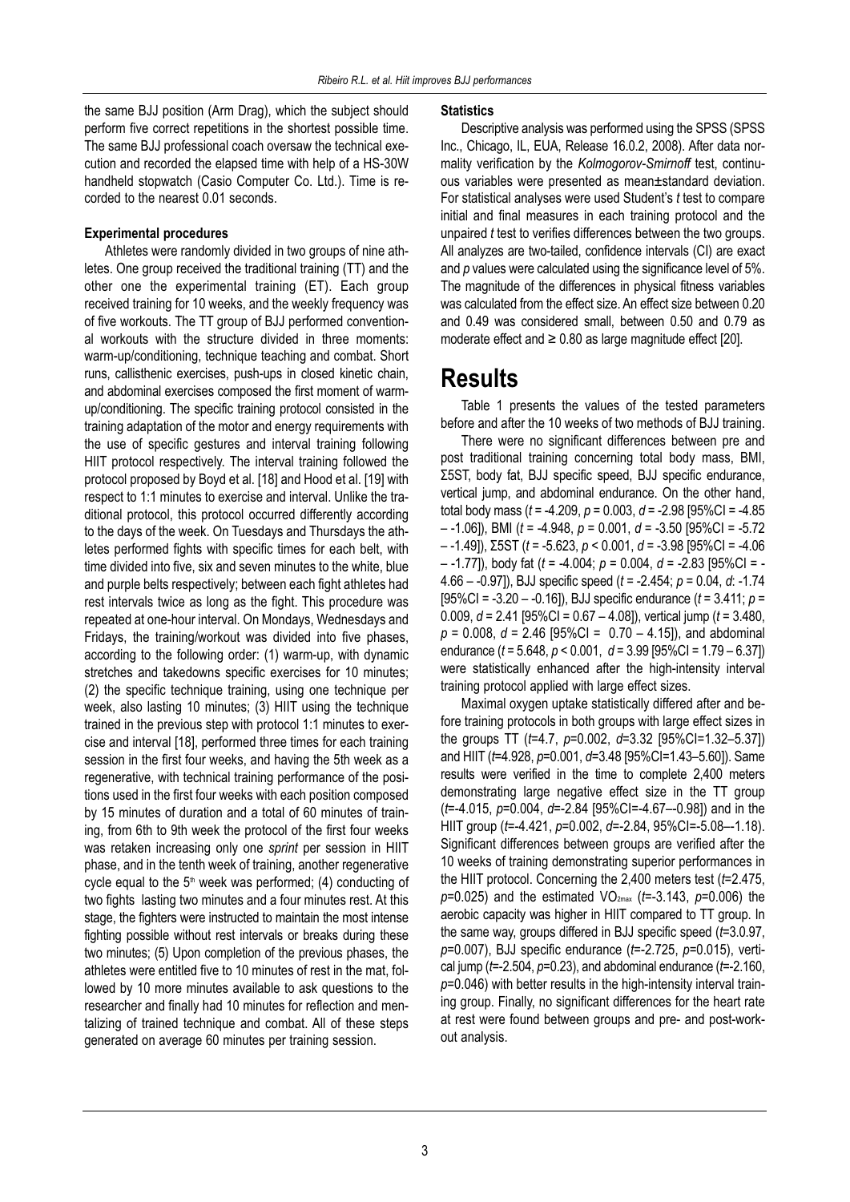the same BJJ position (Arm Drag), which the subject should perform five correct repetitions in the shortest possible time. The same BJJ professional coach oversaw the technical execution and recorded the elapsed time with help of a HS-30W handheld stopwatch (Casio Computer Co. Ltd.). Time is recorded to the nearest 0.01 seconds.

**Experimental procedures**

Athletes were randomly divided in two groups of nine athletes. One group received the traditional training (TT) and the other one the experimental training (ET). Each group received training for 10 weeks, and the weekly frequency was of five workouts. The TT group of BJJ performed conventional workouts with the structure divided in three moments: warm-up/conditioning, technique teaching and combat. Short runs, callisthenic exercises, push-ups in closed kinetic chain, and abdominal exercises composed the first moment of warm-up/conditioning. The specific training protocol consisted in the training adaptation of the motor and energy requirements with the use of specific gestures and interval training following HIIT protocol respectively. The interval training followed the protocol proposed by Boyd et al. [18] and Hood et al. [19] with respect to 1:1 minutes to exercise and interval. Unlike the traditional protocol, this protocol occurred differently according to the days of the week. On Tuesdays and Thursdays the athletes performed fights with specific times for each belt, with time divided into five, six and seven minutes to the white, blue and purple belts respectively; between each fight athletes had rest intervals twice as long as the fight. This procedure was repeated at one-hour interval. On Mondays, Wednesdays and Fridays, the training/workout was divided into five phases, according to the following order: (1) warm-up, with dynamic stretches and takedowns specific exercises for 10 minutes; (2) the specific technique training, using one technique per week, also lasting 10 minutes; (3) HIIT using the technique trained in the previous step with protocol 1:1 minutes to exercise and interval [18], performed three times for each training session in the first four weeks, and having the 5th week as a regenerative, with technical training performance of the positions used in the first four weeks with each position composed by 15 minutes of duration and a total of 60 minutes of training, from 6th to 9th week the protocol of the first four weeks was retaken increasing only one *sprint* per session in HIIT phase, and in the tenth week of training, another regenerative cycle equal to the 5th week was performed; (4) conducting of two fights lasting two minutes and a four minutes rest. At this stage, the fighters were instructed to maintain the most intense fighting possible without rest intervals or breaks during these two minutes; (5) Upon completion of the previous phases, the athletes were entitled five to 10 minutes of rest in the mat, followed by 10 more minutes available to ask questions to the researcher and finally had 10 minutes for reflection and mentalizing of trained technique and combat. All of these steps generated on average 60 minutes per training session.

**Statistics**

Descriptive analysis was performed using the SPSS (SPSS Inc., Chicago, IL, EUA, Release 16.0.2, 2008). After data normality verification by the *Kolmogorov-Smirnoff* test, continuous variables were presented as mean±standard deviation. For statistical analyses were used Student's *t* test to compare initial and final measures in each training protocol and the unpaired *t* test to verifies differences between the two groups. All analyzes are two-tailed, confidence intervals (CI) are exact and *p* values were calculated using the significance level of 5%. The magnitude of the differences in physical fitness variables was calculated from the effect size. An effect size between 0.20 and 0.49 was considered small, between 0.50 and 0.79 as moderate effect and ≥ 0.80 as large magnitude effect [20].

# Results

Table 1 presents the values of the tested parameters before and after the 10 weeks of two methods of BJJ training.

There were no significant differences between pre and post traditional training concerning total body mass, BMI, Σ5ST, body fat, BJJ specific speed, BJJ specific endurance, vertical jump, and abdominal endurance. On the other hand, total body mass ($t$ = -4.209, $p$ = 0.003, $d$ = -2.98 [95%CI = -4.85 – -1.06]), BMI ($t$ = -4.948, $p$ = 0.001, $d$ = -3.50 [95%CI = -5.72 – -1.49]), Σ5ST ($t$ = -5.623, $p$ < 0.001, $d$ = -3.98 [95%CI = -4.06 – -1.77]), body fat ($t$ = -4.004; $p$ = 0.004, $d$ = -2.83 [95%CI = -4.66 – -0.97]), BJJ specific speed ($t$ = -2.454; $p$ = 0.04, $d$: -1.74 [95%CI = -3.20 – -0.16]), BJJ specific endurance ($t$ = 3.411; $p$ = 0.009, $d$ = 2.41 [95%CI = 0.67 – 4.08]), vertical jump ($t$ = 3.480, $p$ = 0.008, $d$ = 2.46 [95%CI = 0.70 – 4.15]), and abdominal endurance ($t$ = 5.648, $p$ < 0.001, $d$ = 3.99 [95%CI = 1.79 – 6.37]) were statistically enhanced after the high-intensity interval training protocol applied with large effect sizes.

Maximal oxygen uptake statistically differed after and before training protocols in both groups with large effect sizes in the groups TT ($t$=4.7, $p$=0.002, $d$=3.32 [95%CI=1.32–5.37]) and HIIT ($t$=4.928, $p$=0.001, $d$=3.48 [95%CI=1.43–5.60]). Same results were verified in the time to complete 2,400 meters demonstrating large negative effect size in the TT group ($t$=-4.015, $p$=0.004, $d$=-2.84 [95%CI=-4.67–-0.98]) and in the HIIT group ($t$=-4.421, $p$=0.002, $d$=-2.84, 95%CI=-5.08–-1.18). Significant differences between groups are verified after the 10 weeks of training demonstrating superior performances in the HIIT protocol. Concerning the 2,400 meters test ($t$=2.475, $p$=0.025) and the estimated $VO_{2max}$ ($t$=-3.143, $p$=0.006) the aerobic capacity was higher in HIIT compared to TT group. In the same way, groups differed in BJJ specific speed ($t$=3.0.97, $p$=0.007), BJJ specific endurance ($t$=-2.725, $p$=0.015), vertical jump ($t$=-2.504, $p$=0.23), and abdominal endurance ($t$=-2.160, $p$=0.046) with better results in the high-intensity interval training group. Finally, no significant differences for the heart rate at rest were found between groups and pre- and post-workout analysis.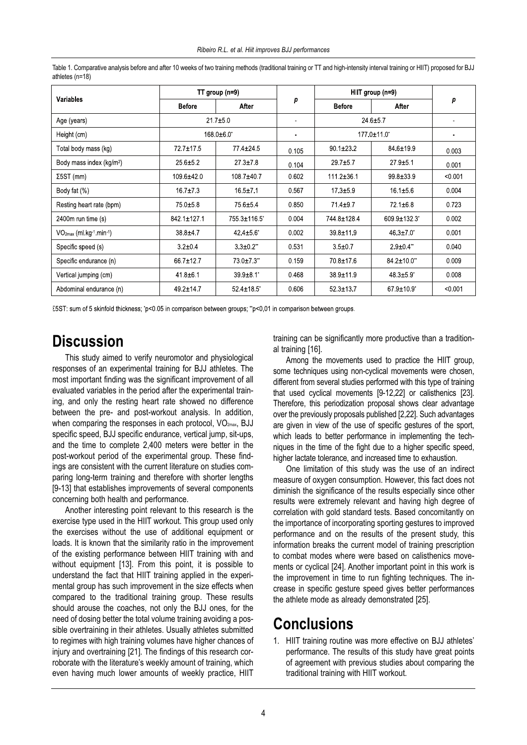Table 1. Comparative analysis before and after 10 weeks of two training methods (traditional training or TT and high-intensity interval training or HIIT) proposed for BJJ athletes (n=18)

| Variables | TT group (n=9) | | p | HIIT group (n=9) | | p |
|---|---|---|---|---|---|---|
| | Before | After | | Before | After | |
| Age (years) | 21.7±5.0 | | - | 24.6±5.7 | | - |
| Height (cm) | 168.0±6.0* | | - | 177.0±11.0* | | - |
| Total body mass (kg) | 72.7±17.5 | 77.4±24.5 | 0.105 | 90.1±23.2 | 84.6±19.9 | 0.003 |
| Body mass index (kg/m²) | 25.6±5.2 | 27.3±7.8 | 0.104 | 29.7±5.7 | 27.9±5.1 | 0.001 |
| Σ5ST (mm) | 109.6±42.0 | 108.7±40.7 | 0.602 | 111.2±36.1 | 99.8±33.9 | <0.001 |
| Body fat (%) | 16.7±7.3 | 16.5±7.1 | 0.567 | 17.3±5.9 | 16.1±5.6 | 0.004 |
| Resting heart rate (bpm) | 75.0±5.8 | 75.6±5.4 | 0.850 | 71.4±9.7 | 72.1±6.8 | 0.723 |
| 2400m run time (s) | 842.1±127.1 | 755.3±116.5* | 0.004 | 744.8±128.4 | 609.9±132.3* | 0.002 |
| $VO_{2max}$ (ml.kg⁻¹.min⁻¹) | 38.8±4.7 | 42.4±5.6* | 0.002 | 39.8±11.9 | 46.3±7.0* | 0.001 |
| Specific speed (s) | 3.2±0.4 | 3.3±0.2** | 0.531 | 3.5±0.7 | 2.9±0.4** | 0.040 |
| Specific endurance (n) | 66.7±12.7 | 73.0±7.3** | 0.159 | 70.8±17.6 | 84.2±10.0** | 0.009 |
| Vertical jumping (cm) | 41.8±6.1 | 39.9±8.1* | 0.468 | 38.9±11.9 | 48.3±5.9* | 0.008 |
| Abdominal endurance (n) | 49.2±14.7 | 52.4±18.5* | 0.606 | 52.3±13.7 | 67.9±10.9* | <0.001 |

Σ5ST: sum of 5 skinfold thickness; *p<0.05 in comparison between groups; **p<0,01 in comparison between groups.

# Discussion

This study aimed to verify neuromotor and physiological responses of an experimental training for BJJ athletes. The most important finding was the significant improvement of all evaluated variables in the period after the experimental training, and only the resting heart rate showed no difference between the pre- and post-workout analysis. In addition, when comparing the responses in each protocol, $VO_{2max}$, BJJ specific speed, BJJ specific endurance, vertical jump, sit-ups, and the time to complete 2,400 meters were better in the post-workout period of the experimental group. These findings are consistent with the current literature on studies comparing long-term training and therefore with shorter lengths [9-13] that establishes improvements of several components concerning both health and performance.

Another interesting point relevant to this research is the exercise type used in the HIIT workout. This group used only the exercises without the use of additional equipment or loads. It is known that the similarity ratio in the improvement of the existing performance between HIIT training with and without equipment [13]. From this point, it is possible to understand the fact that HIIT training applied in the experimental group has such improvement in the size effects when compared to the traditional training group. These results should arouse the coaches, not only the BJJ ones, for the need of dosing better the total volume training avoiding a possible overtraining in their athletes. Usually athletes submitted to regimes with high training volumes have higher chances of injury and overtraining [21]. The findings of this research corroborate with the literature's weekly amount of training, which even having much lower amounts of weekly practice, HIIT training can be significantly more productive than a traditional training [16].

Among the movements used to practice the HIIT group, some techniques using non-cyclical movements were chosen, different from several studies performed with this type of training that used cyclical movements [9-12,22] or calisthenics [23]. Therefore, this periodization proposal shows clear advantage over the previously proposals published [2,22]. Such advantages are given in view of the use of specific gestures of the sport, which leads to better performance in implementing the techniques in the time of the fight due to a higher specific speed, higher lactate tolerance, and increased time to exhaustion.

One limitation of this study was the use of an indirect measure of oxygen consumption. However, this fact does not diminish the significance of the results especially since other results were extremely relevant and having high degree of correlation with gold standard tests. Based concomitantly on the importance of incorporating sporting gestures to improved performance and on the results of the present study, this information breaks the current model of training prescription to combat modes where were based on calisthenics movements or cyclical [24]. Another important point in this work is the improvement in time to run fighting techniques. The increase in specific gesture speed gives better performances the athlete mode as already demonstrated [25].

# Conclusions

1. HIIT training routine was more effective on BJJ athletes' performance. The results of this study have great points of agreement with previous studies about comparing the traditional training with HIIT workout.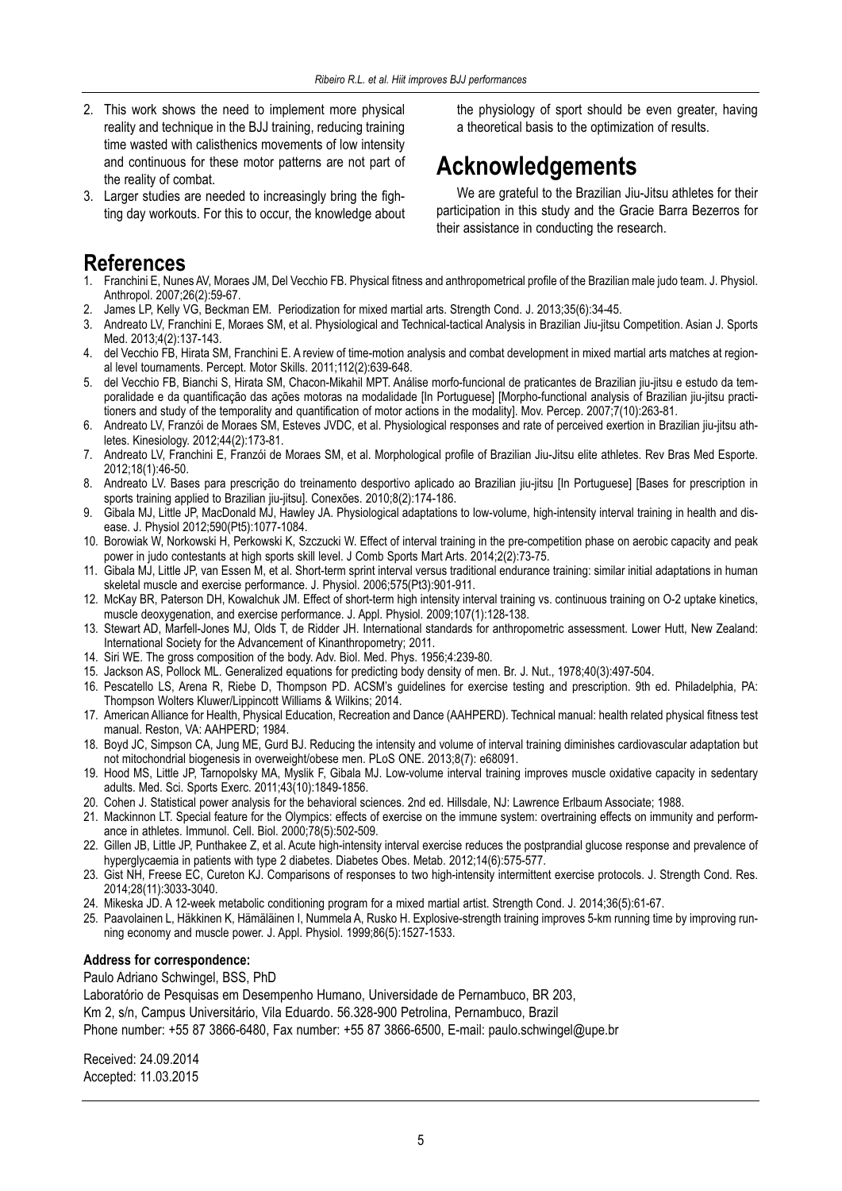2. This work shows the need to implement more physical reality and technique in the BJJ training, reducing training time wasted with calisthenics movements of low intensity and continuous for these motor patterns are not part of the reality of combat.
3. Larger studies are needed to increasingly bring the fighting day workouts. For this to occur, the knowledge about the physiology of sport should be even greater, having a theoretical basis to the optimization of results.

## Acknowledgements

We are grateful to the Brazilian Jiu-Jitsu athletes for their participation in this study and the Gracie Barra Bezerros for their assistance in conducting the research.

## References

1. Franchini E, Nunes AV, Moraes JM, Del Vecchio FB. Physical fitness and anthropometrical profile of the Brazilian male judo team. J. Physiol. Anthropol. 2007;26(2):59-67.
2. James LP, Kelly VG, Beckman EM. Periodization for mixed martial arts. Strength Cond. J. 2013;35(6):34-45.
3. Andreato LV, Franchini E, Moraes SM, et al. Physiological and Technical-tactical Analysis in Brazilian Jiu-jitsu Competition. Asian J. Sports Med. 2013;4(2):137-143.
4. del Vecchio FB, Hirata SM, Franchini E. A review of time-motion analysis and combat development in mixed martial arts matches at regional level tournaments. Percept. Motor Skills. 2011;112(2):639-648.
5. del Vecchio FB, Bianchi S, Hirata SM, Chacon-Mikahil MPT. Análise morfo-funcional de praticantes de Brazilian jiu-jitsu e estudo da temporalidade e da quantificação das ações motoras na modalidade [In Portuguese] [Morpho-functional analysis of Brazilian jiu-jitsu practitioners and study of the temporality and quantification of motor actions in the modality]. Mov. Percep. 2007;7(10):263-81.
6. Andreato LV, Franzói de Moraes SM, Esteves JVDC, et al. Physiological responses and rate of perceived exertion in Brazilian jiu-jitsu athletes. Kinesiology. 2012;44(2):173-81.
7. Andreato LV, Franchini E, Franzói de Moraes SM, et al. Morphological profile of Brazilian Jiu-Jitsu elite athletes. Rev Bras Med Esporte. 2012;18(1):46-50.
8. Andreato LV. Bases para prescrição do treinamento desportivo aplicado ao Brazilian jiu-jitsu [In Portuguese] [Bases for prescription in sports training applied to Brazilian jiu-jitsu]. Conexões. 2010;8(2):174-186.
9. Gibala MJ, Little JP, MacDonald MJ, Hawley JA. Physiological adaptations to low-volume, high-intensity interval training in health and disease. J. Physiol 2012;590(Pt5):1077-1084.
10. Borowiak W, Norkowski H, Perkowski K, Szczucki W. Effect of interval training in the pre-competition phase on aerobic capacity and peak power in judo contestants at high sports skill level. J Comb Sports Mart Arts. 2014;2(2):73-75.
11. Gibala MJ, Little JP, van Essen M, et al. Short-term sprint interval versus traditional endurance training: similar initial adaptations in human skeletal muscle and exercise performance. J. Physiol. 2006;575(Pt3):901-911.
12. McKay BR, Paterson DH, Kowalchuk JM. Effect of short-term high intensity interval training vs. continuous training on O-2 uptake kinetics, muscle deoxygenation, and exercise performance. J. Appl. Physiol. 2009;107(1):128-138.
13. Stewart AD, Marfell-Jones MJ, Olds T, de Ridder JH. International standards for anthropometric assessment. Lower Hutt, New Zealand: International Society for the Advancement of Kinanthropometry; 2011.
14. Siri WE. The gross composition of the body. Adv. Biol. Med. Phys. 1956;4:239-80.
15. Jackson AS, Pollock ML. Generalized equations for predicting body density of men. Br. J. Nut., 1978;40(3):497-504.
16. Pescatello LS, Arena R, Riebe D, Thompson PD. ACSM's guidelines for exercise testing and prescription. 9th ed. Philadelphia, PA: Thompson Wolters Kluwer/Lippincott Williams & Wilkins; 2014.
17. American Alliance for Health, Physical Education, Recreation and Dance (AAHPERD). Technical manual: health related physical fitness test manual. Reston, VA: AAHPERD; 1984.
18. Boyd JC, Simpson CA, Jung ME, Gurd BJ. Reducing the intensity and volume of interval training diminishes cardiovascular adaptation but not mitochondrial biogenesis in overweight/obese men. PLoS ONE. 2013;8(7): e68091.
19. Hood MS, Little JP, Tarnopolsky MA, Myslik F, Gibala MJ. Low-volume interval training improves muscle oxidative capacity in sedentary adults. Med. Sci. Sports Exerc. 2011;43(10):1849-1856.
20. Cohen J. Statistical power analysis for the behavioral sciences. 2nd ed. Hillsdale, NJ: Lawrence Erlbaum Associate; 1988.
21. Mackinnon LT. Special feature for the Olympics: effects of exercise on the immune system: overtraining effects on immunity and performance in athletes. Immunol. Cell. Biol. 2000;78(5):502-509.
22. Gillen JB, Little JP, Punthakee Z, et al. Acute high-intensity interval exercise reduces the postprandial glucose response and prevalence of hyperglycaemia in patients with type 2 diabetes. Diabetes Obes. Metab. 2012;14(6):575-577.
23. Gist NH, Freese EC, Cureton KJ. Comparisons of responses to two high-intensity intermittent exercise protocols. J. Strength Cond. Res. 2014;28(11):3033-3040.
24. Mikeska JD. A 12-week metabolic conditioning program for a mixed martial artist. Strength Cond. J. 2014;36(5):61-67.
25. Paavolainen L, Häkkinen K, Hämäläinen I, Nummela A, Rusko H. Explosive-strength training improves 5-km running time by improving running economy and muscle power. J. Appl. Physiol. 1999;86(5):1527-1533.

**Address for correspondence:**

Paulo Adriano Schwingel, BSS, PhD

Laboratório de Pesquisas em Desempenho Humano, Universidade de Pernambuco, BR 203,

Km 2, s/n, Campus Universitário, Vila Eduardo. 56.328-900 Petrolina, Pernambuco, Brazil

Phone number: +55 87 3866-6480, Fax number: +55 87 3866-6500, E-mail: paulo.schwingel@upe.br

Received: 24.09.2014

Accepted: 11.03.2015